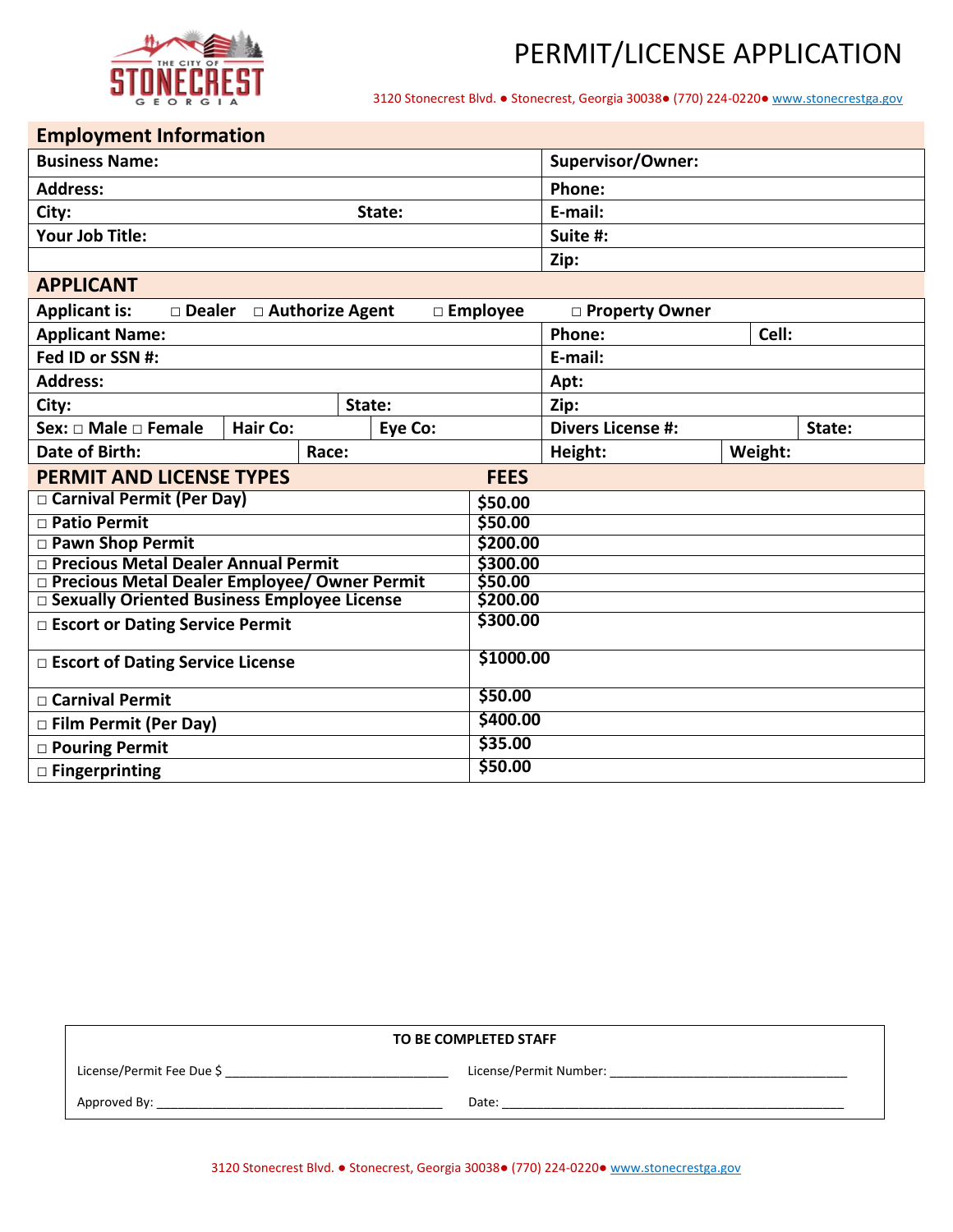# PERMIT/LICENSE APPLICATION

3120 Stonecrest Blvd. ● Stonecrest, Georgia 30038● (770) 224-0220● www.stonecrestga.gov

## Employment Information

| | |
|---|---|
| **Business Name:** | **Supervisor/Owner:** |
| **Address:** | **Phone:** |
| **City:** **State:** | **E-mail:** |
| **Your Job Title:** | **Suite #:** |
| | **Zip:** |

## APPLICANT

**Applicant is:** □ **Dealer** □ **Authorize Agent** □ **Employee** □ **Property Owner**

| | | | | |
|---|---|---|---|---|
| **Applicant Name:** | | | **Phone:** | **Cell:** |
| **Fed ID or SSN #:** | | | **E-mail:** | |
| **Address:** | | | **Apt:** | |
| **City:** | | **State:** | **Zip:** | |
| **Sex:** □ **Male** □ **Female** | **Hair Co:** | **Eye Co:** | **Divers License #:** | **State:** |
| **Date of Birth:** | **Race:** | | **Height:** | **Weight:** |

## PERMIT AND LICENSE TYPES

| PERMIT AND LICENSE TYPES | FEES |
|---|---|
| □ **Carnival Permit (Per Day)** | **$50.00** |
| □ **Patio Permit** | **$50.00** |
| □ **Pawn Shop Permit** | **$200.00** |
| □ **Precious Metal Dealer Annual Permit** | **$300.00** |
| □ **Precious Metal Dealer Employee/ Owner Permit** | **$50.00** |
| □ **Sexually Oriented Business Employee License** | **$200.00** |
| □ **Escort or Dating Service Permit** | **$300.00** |
| □ **Escort of Dating Service License** | **$1000.00** |
| □ **Carnival Permit** | **$50.00** |
| □ **Film Permit (Per Day)** | **$400.00** |
| □ **Pouring Permit** | **$35.00** |
| □ **Fingerprinting** | **$50.00** |

**TO BE COMPLETED STAFF**

License/Permit Fee Due $ ________________________________ License/Permit Number: ___________________________________

Approved By: ___________________________________________ Date: ___________________________________________________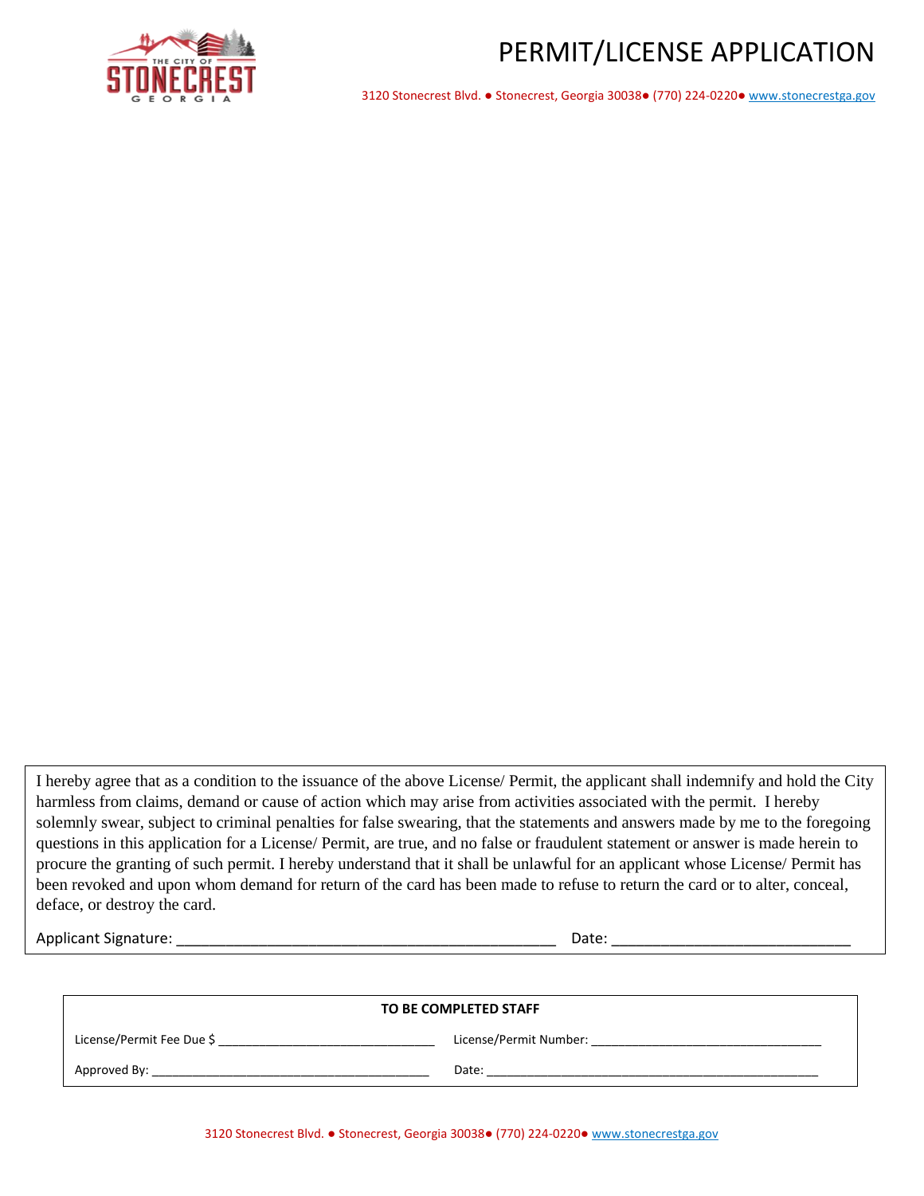# PERMIT/LICENSE APPLICATION

3120 Stonecrest Blvd. ● Stonecrest, Georgia 30038● (770) 224-0220● www.stonecrestga.gov

I hereby agree that as a condition to the issuance of the above License/ Permit, the applicant shall indemnify and hold the City harmless from claims, demand or cause of action which may arise from activities associated with the permit. I hereby solemnly swear, subject to criminal penalties for false swearing, that the statements and answers made by me to the foregoing questions in this application for a License/ Permit, are true, and no false or fraudulent statement or answer is made herein to procure the granting of such permit. I hereby understand that it shall be unlawful for an applicant whose License/ Permit has been revoked and upon whom demand for return of the card has been made to refuse to return the card or to alter, conceal, deface, or destroy the card.

Applicant Signature: ______________________________________________ Date: ___________________________

**TO BE COMPLETED STAFF**

License/Permit Fee Due $ ______________________________ License/Permit Number: _________________________________

Approved By: ________________________________________ Date: ________________________________________________

3120 Stonecrest Blvd. ● Stonecrest, Georgia 30038● (770) 224-0220● www.stonecrestga.gov